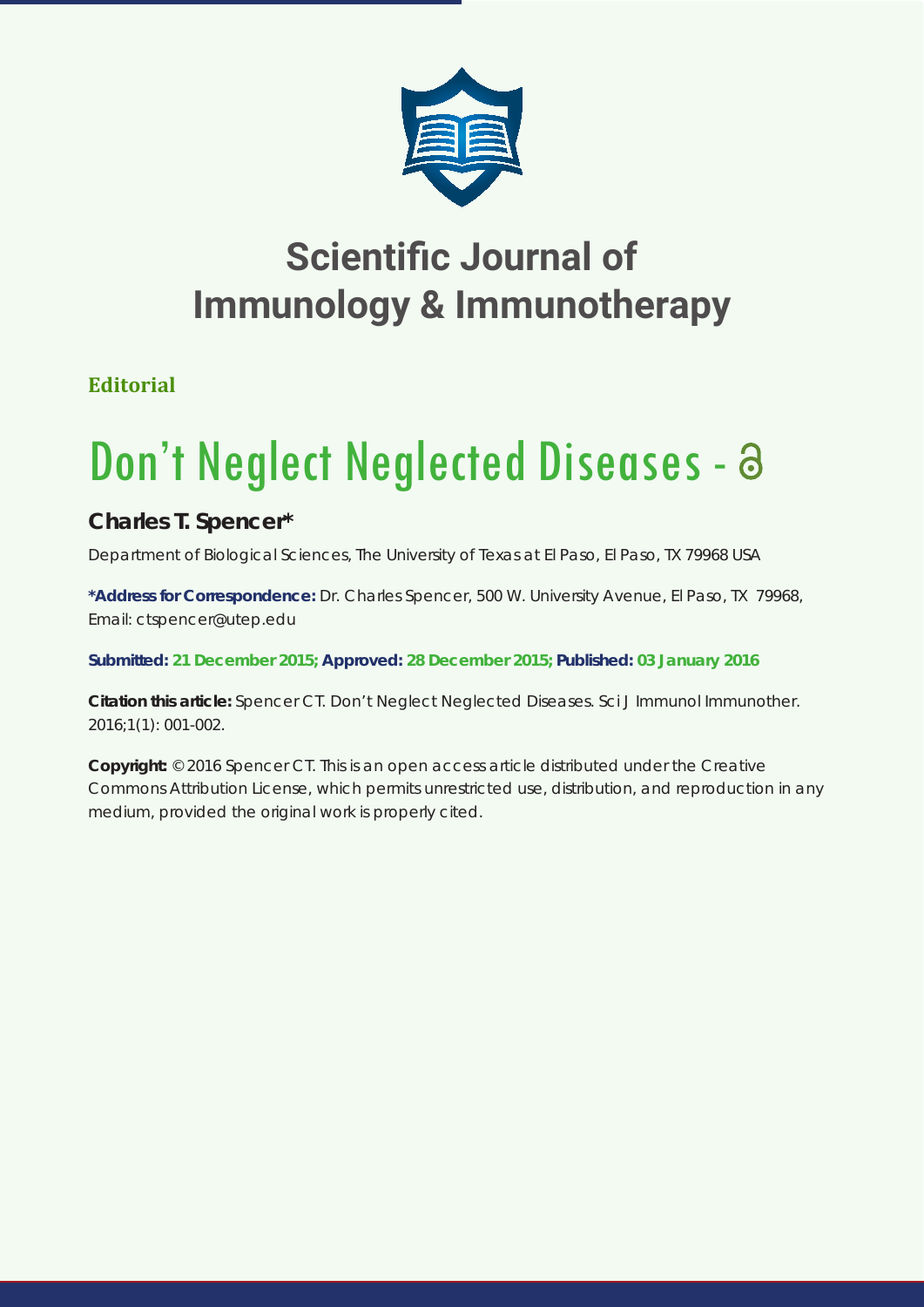# Scientific Journal of Immunology & Immunotherapy

**Editorial**

# Don't Neglect Neglected Diseases

## Charles T. Spencer*

Department of Biological Sciences, The University of Texas at El Paso, El Paso, TX 79968 USA

**\*Address for Correspondence:** Dr. Charles Spencer, 500 W. University Avenue, El Paso, TX 79968, Email: ctspencer@utep.edu

**Submitted: 21 December 2015; Approved: 28 December 2015; Published: 03 January 2016**

**Citation this article:** Spencer CT. Don't Neglect Neglected Diseases. Sci J Immunol Immunother. 2016;1(1): 001-002.

**Copyright:** © 2016 Spencer CT. This is an open access article distributed under the Creative Commons Attribution License, which permits unrestricted use, distribution, and reproduction in any medium, provided the original work is properly cited.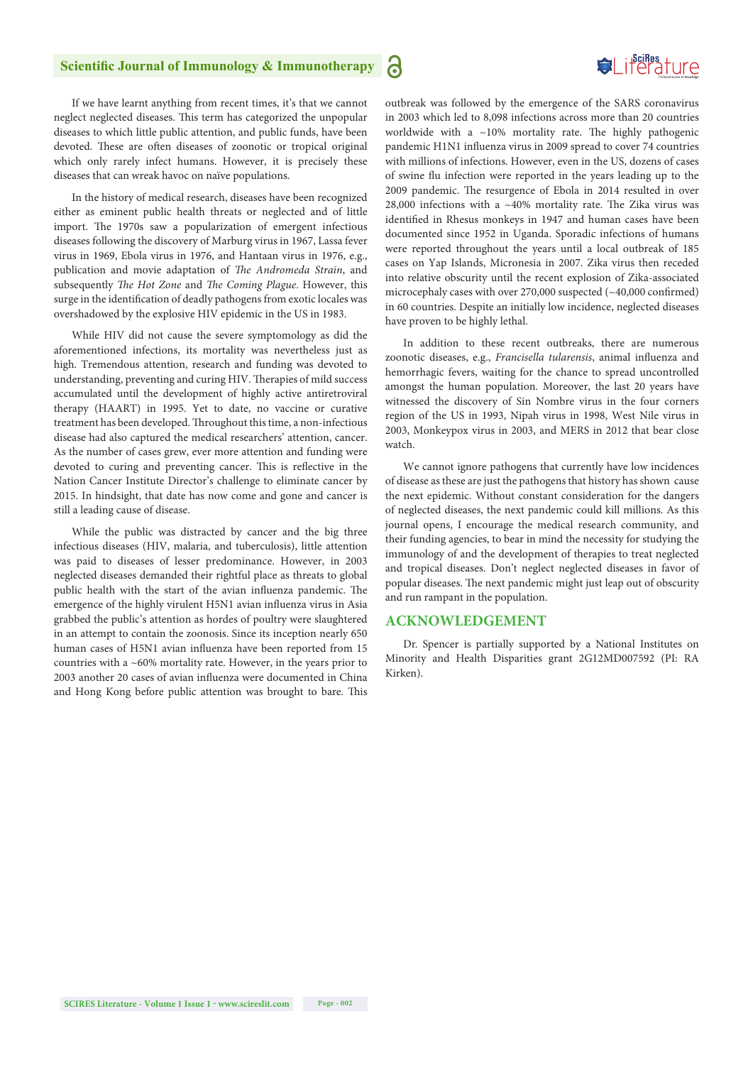If we have learnt anything from recent times, it's that we cannot neglect neglected diseases. This term has categorized the unpopular diseases to which little public attention, and public funds, have been devoted. These are often diseases of zoonotic or tropical original which only rarely infect humans. However, it is precisely these diseases that can wreak havoc on naïve populations.

In the history of medical research, diseases have been recognized either as eminent public health threats or neglected and of little import. The 1970s saw a popularization of emergent infectious diseases following the discovery of Marburg virus in 1967, Lassa fever virus in 1969, Ebola virus in 1976, and Hantaan virus in 1976, e.g., publication and movie adaptation of *The Andromeda Strain*, and subsequently *The Hot Zone* and *The Coming Plague*. However, this surge in the identification of deadly pathogens from exotic locales was overshadowed by the explosive HIV epidemic in the US in 1983.

While HIV did not cause the severe symptomology as did the aforementioned infections, its mortality was nevertheless just as high. Tremendous attention, research and funding was devoted to understanding, preventing and curing HIV. Therapies of mild success accumulated until the development of highly active antiretroviral therapy (HAART) in 1995. Yet to date, no vaccine or curative treatment has been developed. Throughout this time, a non-infectious disease had also captured the medical researchers' attention, cancer. As the number of cases grew, ever more attention and funding were devoted to curing and preventing cancer. This is reflective in the Nation Cancer Institute Director's challenge to eliminate cancer by 2015. In hindsight, that date has now come and gone and cancer is still a leading cause of disease.

While the public was distracted by cancer and the big three infectious diseases (HIV, malaria, and tuberculosis), little attention was paid to diseases of lesser predominance. However, in 2003 neglected diseases demanded their rightful place as threats to global public health with the start of the avian influenza pandemic. The emergence of the highly virulent H5N1 avian influenza virus in Asia grabbed the public's attention as hordes of poultry were slaughtered in an attempt to contain the zoonosis. Since its inception nearly 650 human cases of H5N1 avian influenza have been reported from 15 countries with a ~60% mortality rate. However, in the years prior to 2003 another 20 cases of avian influenza were documented in China and Hong Kong before public attention was brought to bare. This outbreak was followed by the emergence of the SARS coronavirus in 2003 which led to 8,098 infections across more than 20 countries worldwide with a ~10% mortality rate. The highly pathogenic pandemic H1N1 influenza virus in 2009 spread to cover 74 countries with millions of infections. However, even in the US, dozens of cases of swine flu infection were reported in the years leading up to the 2009 pandemic. The resurgence of Ebola in 2014 resulted in over 28,000 infections with a ~40% mortality rate. The Zika virus was identified in Rhesus monkeys in 1947 and human cases have been documented since 1952 in Uganda. Sporadic infections of humans were reported throughout the years until a local outbreak of 185 cases on Yap Islands, Micronesia in 2007. Zika virus then receded into relative obscurity until the recent explosion of Zika-associated microcephaly cases with over 270,000 suspected (~40,000 confirmed) in 60 countries. Despite an initially low incidence, neglected diseases have proven to be highly lethal.

In addition to these recent outbreaks, there are numerous zoonotic diseases, e.g., *Francisella tularensis*, animal influenza and hemorrhagic fevers, waiting for the chance to spread uncontrolled amongst the human population. Moreover, the last 20 years have witnessed the discovery of Sin Nombre virus in the four corners region of the US in 1993, Nipah virus in 1998, West Nile virus in 2003, Monkeypox virus in 2003, and MERS in 2012 that bear close watch.

We cannot ignore pathogens that currently have low incidences of disease as these are just the pathogens that history has shown cause the next epidemic. Without constant consideration for the dangers of neglected diseases, the next pandemic could kill millions. As this journal opens, I encourage the medical research community, and their funding agencies, to bear in mind the necessity for studying the immunology of and the development of therapies to treat neglected and tropical diseases. Don't neglect neglected diseases in favor of popular diseases. The next pandemic might just leap out of obscurity and run rampant in the population.

## ACKNOWLEDGEMENT

Dr. Spencer is partially supported by a National Institutes on Minority and Health Disparities grant 2G12MD007592 (PI: RA Kirken).